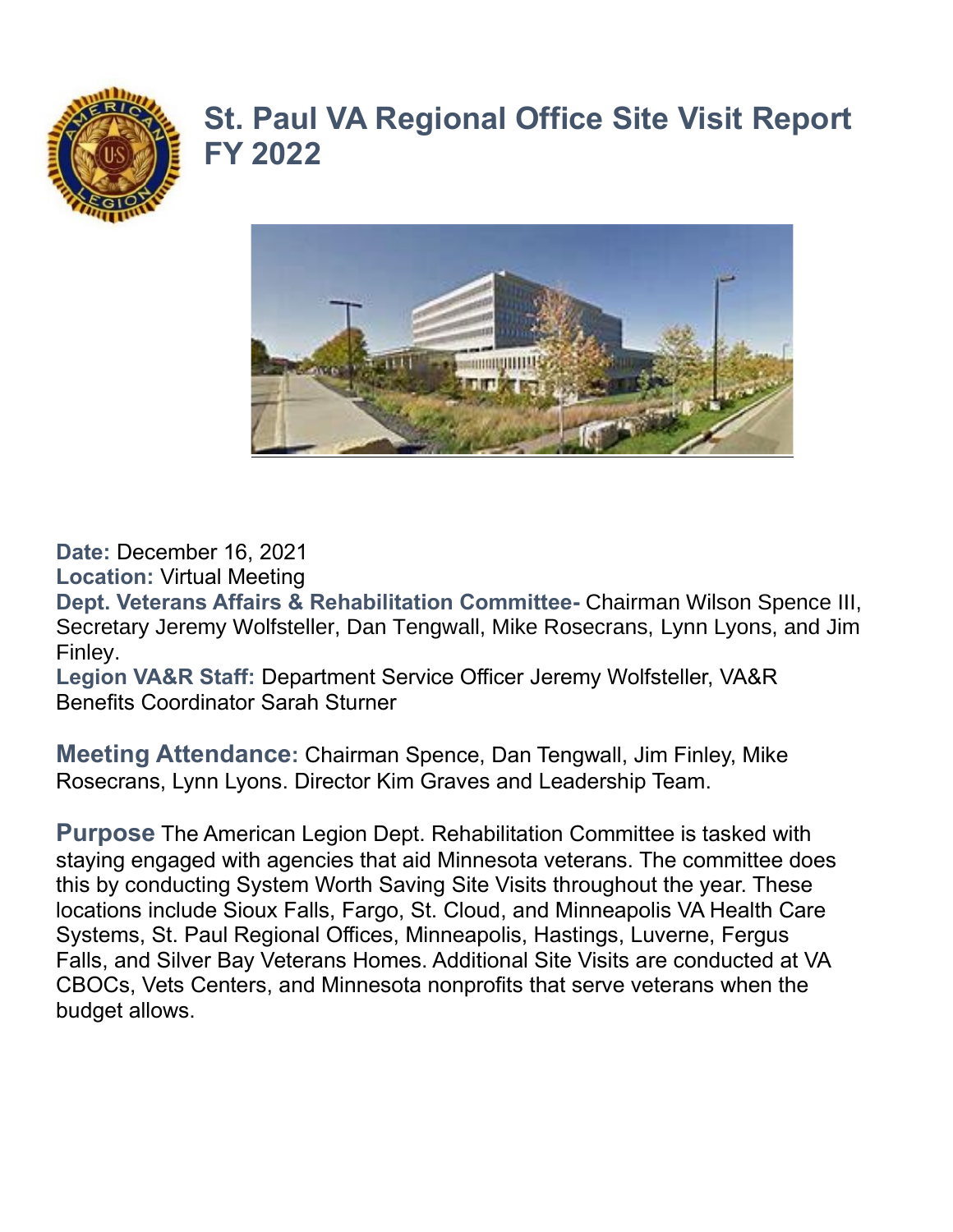# St. Paul VA Regional Office Site Visit Report FY 2022

**Date:** December 16, 2021
**Location:** Virtual Meeting
**Dept. Veterans Affairs & Rehabilitation Committee-** Chairman Wilson Spence III, Secretary Jeremy Wolfsteller, Dan Tengwall, Mike Rosecrans, Lynn Lyons, and Jim Finley.
**Legion VA&R Staff:** Department Service Officer Jeremy Wolfsteller, VA&R Benefits Coordinator Sarah Sturner

**Meeting Attendance:** Chairman Spence, Dan Tengwall, Jim Finley, Mike Rosecrans, Lynn Lyons. Director Kim Graves and Leadership Team.

**Purpose** The American Legion Dept. Rehabilitation Committee is tasked with staying engaged with agencies that aid Minnesota veterans. The committee does this by conducting System Worth Saving Site Visits throughout the year. These locations include Sioux Falls, Fargo, St. Cloud, and Minneapolis VA Health Care Systems, St. Paul Regional Offices, Minneapolis, Hastings, Luverne, Fergus Falls, and Silver Bay Veterans Homes. Additional Site Visits are conducted at VA CBOCs, Vets Centers, and Minnesota nonprofits that serve veterans when the budget allows.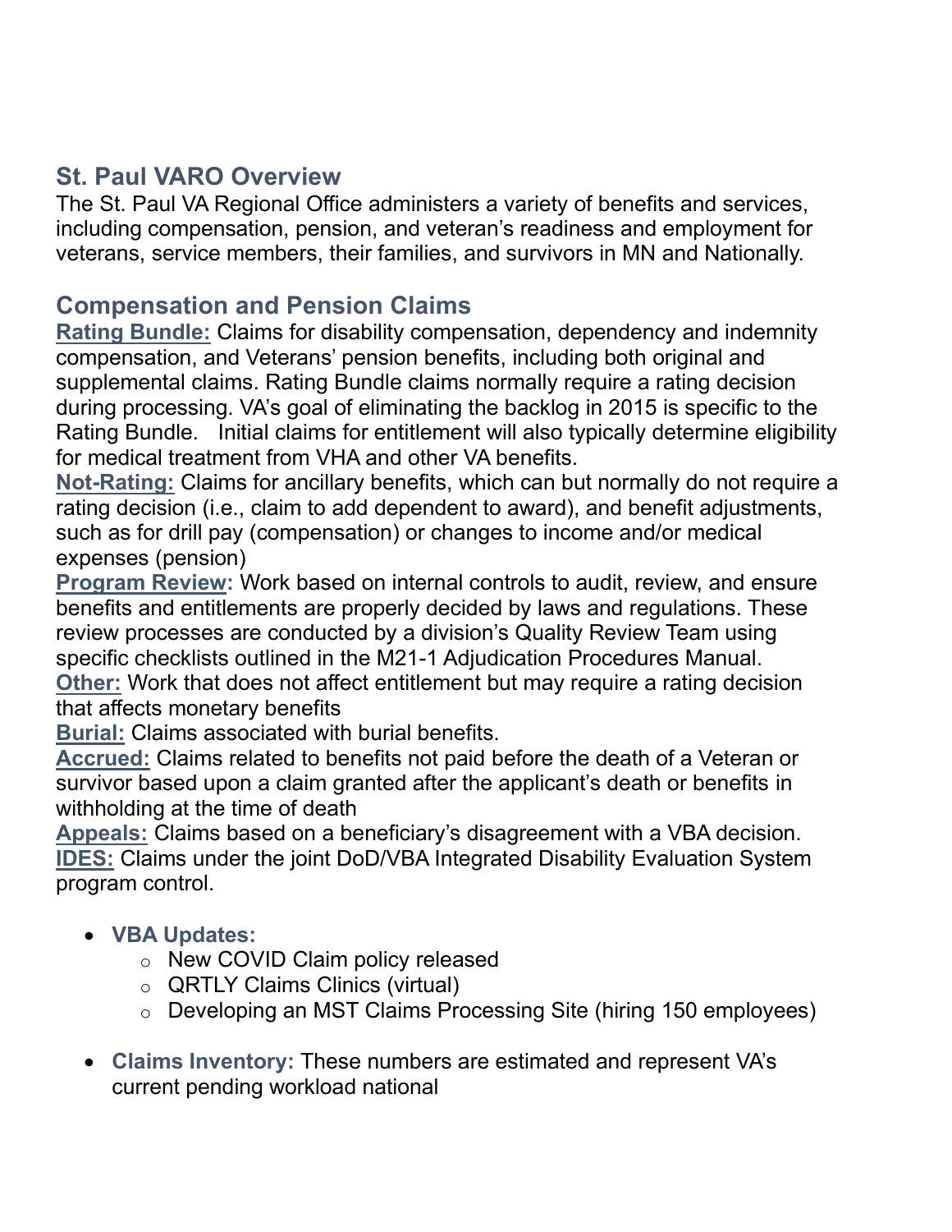## St. Paul VARO Overview

The St. Paul VA Regional Office administers a variety of benefits and services, including compensation, pension, and veteran's readiness and employment for veterans, service members, their families, and survivors in MN and Nationally.

## Compensation and Pension Claims

**Rating Bundle:** Claims for disability compensation, dependency and indemnity compensation, and Veterans' pension benefits, including both original and supplemental claims. Rating Bundle claims normally require a rating decision during processing. VA's goal of eliminating the backlog in 2015 is specific to the Rating Bundle. Initial claims for entitlement will also typically determine eligibility for medical treatment from VHA and other VA benefits.

**Not-Rating:** Claims for ancillary benefits, which can but normally do not require a rating decision (i.e., claim to add dependent to award), and benefit adjustments, such as for drill pay (compensation) or changes to income and/or medical expenses (pension)

**Program Review:** Work based on internal controls to audit, review, and ensure benefits and entitlements are properly decided by laws and regulations. These review processes are conducted by a division's Quality Review Team using specific checklists outlined in the M21-1 Adjudication Procedures Manual.

**Other:** Work that does not affect entitlement but may require a rating decision that affects monetary benefits

**Burial:** Claims associated with burial benefits.

**Accrued:** Claims related to benefits not paid before the death of a Veteran or survivor based upon a claim granted after the applicant's death or benefits in withholding at the time of death

**Appeals:** Claims based on a beneficiary's disagreement with a VBA decision.

**IDES:** Claims under the joint DoD/VBA Integrated Disability Evaluation System program control.

- **VBA Updates:**
  - New COVID Claim policy released
  - QRTLY Claims Clinics (virtual)
  - Developing an MST Claims Processing Site (hiring 150 employees)

- **Claims Inventory:** These numbers are estimated and represent VA's current pending workload national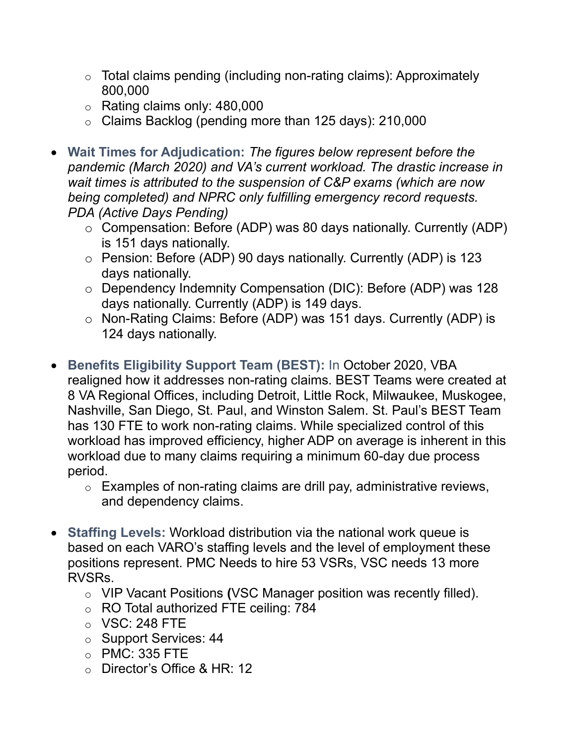- Total claims pending (including non-rating claims): Approximately 800,000
    - Rating claims only: 480,000
    - Claims Backlog (pending more than 125 days): 210,000

- **Wait Times for Adjudication:** *The figures below represent before the pandemic (March 2020) and VA's current workload. The drastic increase in wait times is attributed to the suspension of C&P exams (which are now being completed) and NPRC only fulfilling emergency record requests. PDA (Active Days Pending)*
    - Compensation: Before (ADP) was 80 days nationally. Currently (ADP) is 151 days nationally.
    - Pension: Before (ADP) 90 days nationally. Currently (ADP) is 123 days nationally.
    - Dependency Indemnity Compensation (DIC): Before (ADP) was 128 days nationally. Currently (ADP) is 149 days.
    - Non-Rating Claims: Before (ADP) was 151 days. Currently (ADP) is 124 days nationally.

- **Benefits Eligibility Support Team (BEST):** In October 2020, VBA realigned how it addresses non-rating claims. BEST Teams were created at 8 VA Regional Offices, including Detroit, Little Rock, Milwaukee, Muskogee, Nashville, San Diego, St. Paul, and Winston Salem. St. Paul's BEST Team has 130 FTE to work non-rating claims. While specialized control of this workload has improved efficiency, higher ADP on average is inherent in this workload due to many claims requiring a minimum 60-day due process period.
    - Examples of non-rating claims are drill pay, administrative reviews, and dependency claims.

- **Staffing Levels:** Workload distribution via the national work queue is based on each VARO's staffing levels and the level of employment these positions represent. PMC Needs to hire 53 VSRs, VSC needs 13 more RVSRs.
    - VIP Vacant Positions **(**VSC Manager position was recently filled).
    - RO Total authorized FTE ceiling: 784
    - VSC: 248 FTE
    - Support Services: 44
    - PMC: 335 FTE
    - Director's Office & HR: 12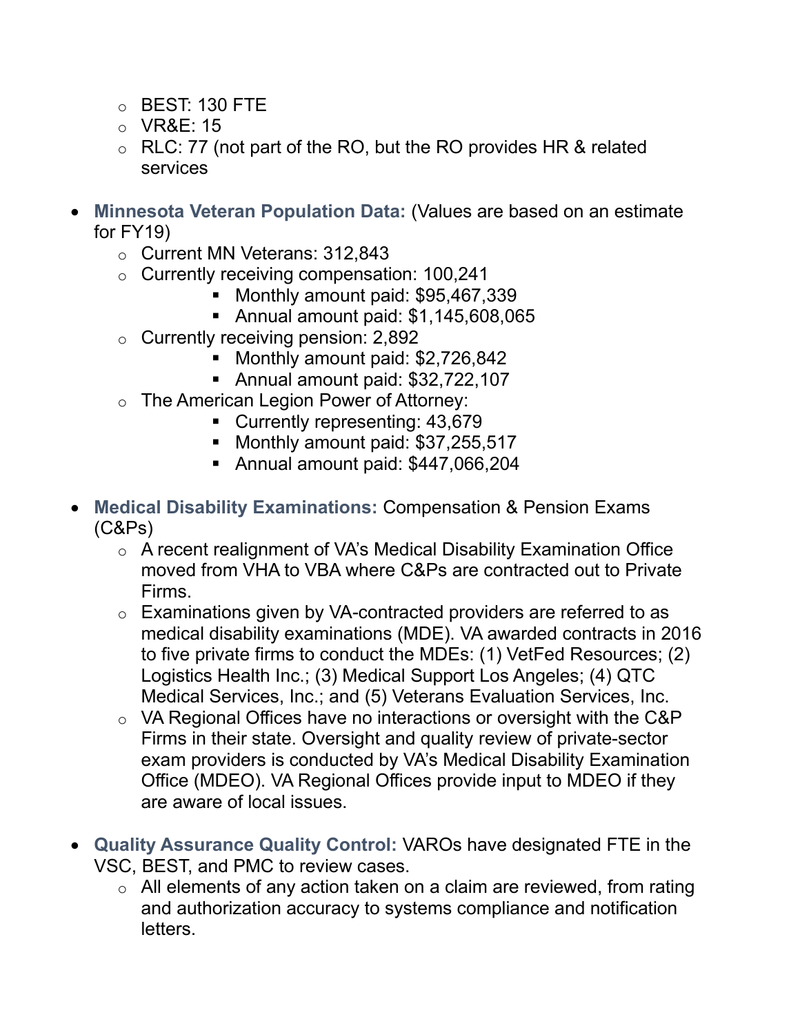- BEST: 130 FTE
  - VR&E: 15
  - RLC: 77 (not part of the RO, but the RO provides HR & related services

- **Minnesota Veteran Population Data:** (Values are based on an estimate for FY19)
  - Current MN Veterans: 312,843
  - Currently receiving compensation: 100,241
    - Monthly amount paid: $95,467,339
    - Annual amount paid: $1,145,608,065
  - Currently receiving pension: 2,892
    - Monthly amount paid: $2,726,842
    - Annual amount paid: $32,722,107
  - The American Legion Power of Attorney:
    - Currently representing: 43,679
    - Monthly amount paid: $37,255,517
    - Annual amount paid: $447,066,204

- **Medical Disability Examinations:** Compensation & Pension Exams (C&Ps)
  - A recent realignment of VA's Medical Disability Examination Office moved from VHA to VBA where C&Ps are contracted out to Private Firms.
  - Examinations given by VA-contracted providers are referred to as medical disability examinations (MDE). VA awarded contracts in 2016 to five private firms to conduct the MDEs: (1) VetFed Resources; (2) Logistics Health Inc.; (3) Medical Support Los Angeles; (4) QTC Medical Services, Inc.; and (5) Veterans Evaluation Services, Inc.
  - VA Regional Offices have no interactions or oversight with the C&P Firms in their state. Oversight and quality review of private-sector exam providers is conducted by VA's Medical Disability Examination Office (MDEO). VA Regional Offices provide input to MDEO if they are aware of local issues.

- **Quality Assurance Quality Control:** VAROs have designated FTE in the VSC, BEST, and PMC to review cases.
  - All elements of any action taken on a claim are reviewed, from rating and authorization accuracy to systems compliance and notification letters.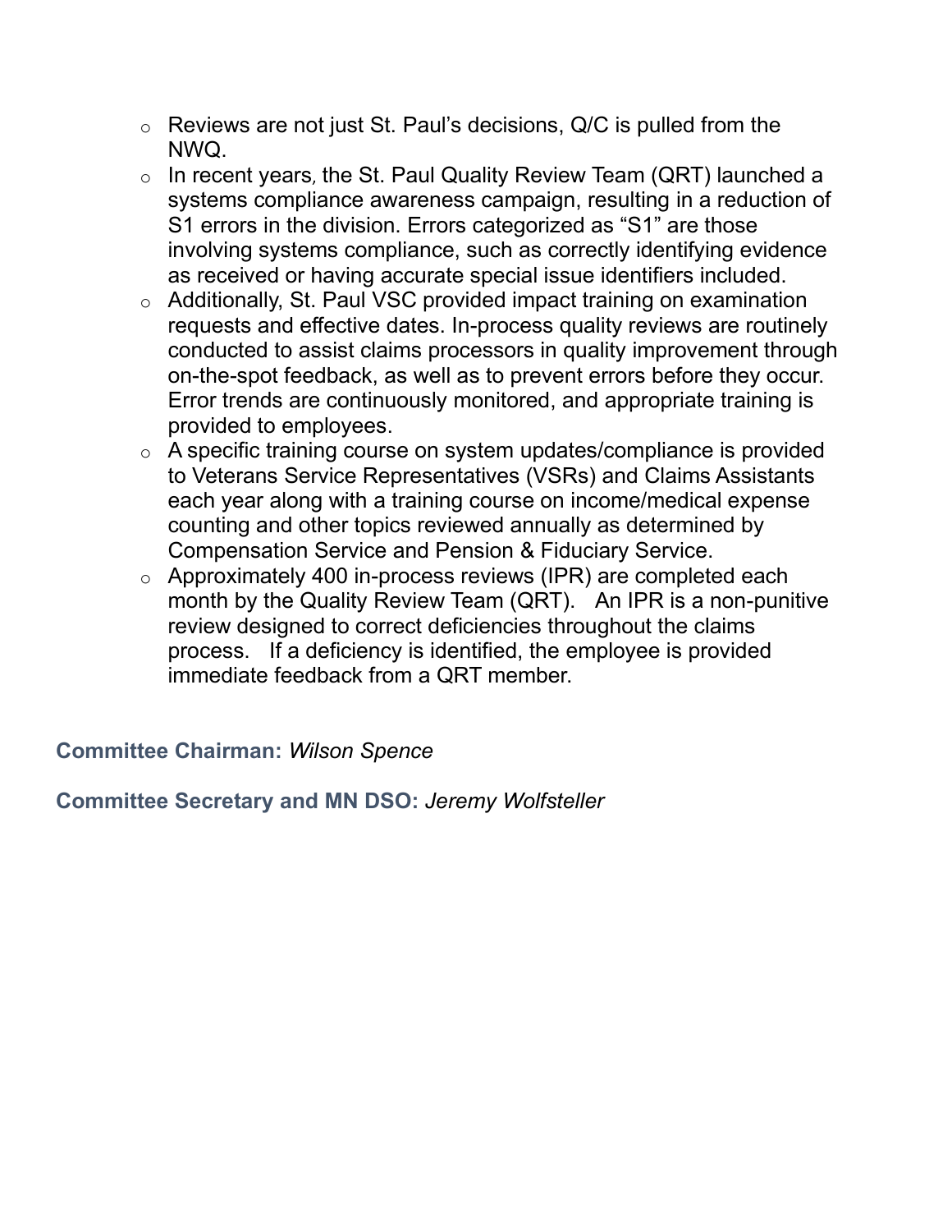- Reviews are not just St. Paul's decisions, Q/C is pulled from the NWQ.
- In recent years, the St. Paul Quality Review Team (QRT) launched a systems compliance awareness campaign, resulting in a reduction of S1 errors in the division. Errors categorized as "S1" are those involving systems compliance, such as correctly identifying evidence as received or having accurate special issue identifiers included.
- Additionally, St. Paul VSC provided impact training on examination requests and effective dates. In-process quality reviews are routinely conducted to assist claims processors in quality improvement through on-the-spot feedback, as well as to prevent errors before they occur. Error trends are continuously monitored, and appropriate training is provided to employees.
- A specific training course on system updates/compliance is provided to Veterans Service Representatives (VSRs) and Claims Assistants each year along with a training course on income/medical expense counting and other topics reviewed annually as determined by Compensation Service and Pension & Fiduciary Service.
- Approximately 400 in-process reviews (IPR) are completed each month by the Quality Review Team (QRT). An IPR is a non-punitive review designed to correct deficiencies throughout the claims process. If a deficiency is identified, the employee is provided immediate feedback from a QRT member.

**Committee Chairman:** *Wilson Spence*

**Committee Secretary and MN DSO:** *Jeremy Wolfsteller*